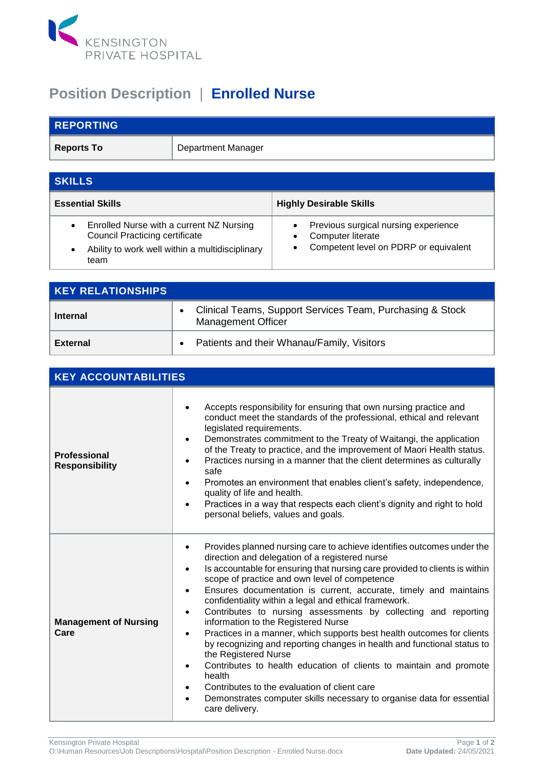KENSINGTON
PRIVATE HOSPITAL

# Position Description | Enrolled Nurse

| REPORTING | |
|---|---|
| **Reports To** | Department Manager |

| SKILLS | |
|---|---|
| **Essential Skills** | **Highly Desirable Skills** |
| • Enrolled Nurse with a current NZ Nursing Council Practicing certificate<br>• Ability to work well within a multidisciplinary team | • Previous surgical nursing experience<br>• Computer literate<br>• Competent level on PDRP or equivalent |

| KEY RELATIONSHIPS | |
|---|---|
| **Internal** | • Clinical Teams, Support Services Team, Purchasing & Stock Management Officer |
| **External** | • Patients and their Whanau/Family, Visitors |

| KEY ACCOUNTABILITIES | |
|---|---|
| **Professional Responsibility** | • Accepts responsibility for ensuring that own nursing practice and conduct meet the standards of the professional, ethical and relevant legislated requirements.<br>• Demonstrates commitment to the Treaty of Waitangi, the application of the Treaty to practice, and the improvement of Maori Health status.<br>• Practices nursing in a manner that the client determines as culturally safe<br>• Promotes an environment that enables client's safety, independence, quality of life and health.<br>• Practices in a way that respects each client's dignity and right to hold personal beliefs, values and goals. |
| **Management of Nursing Care** | • Provides planned nursing care to achieve identifies outcomes under the direction and delegation of a registered nurse<br>• Is accountable for ensuring that nursing care provided to clients is within scope of practice and own level of competence<br>• Ensures documentation is current, accurate, timely and maintains confidentiality within a legal and ethical framework.<br>• Contributes to nursing assessments by collecting and reporting information to the Registered Nurse<br>• Practices in a manner, which supports best health outcomes for clients by recognizing and reporting changes in health and functional status to the Registered Nurse<br>• Contributes to health education of clients to maintain and promote health<br>• Contributes to the evaluation of client care<br>• Demonstrates computer skills necessary to organise data for essential care delivery. |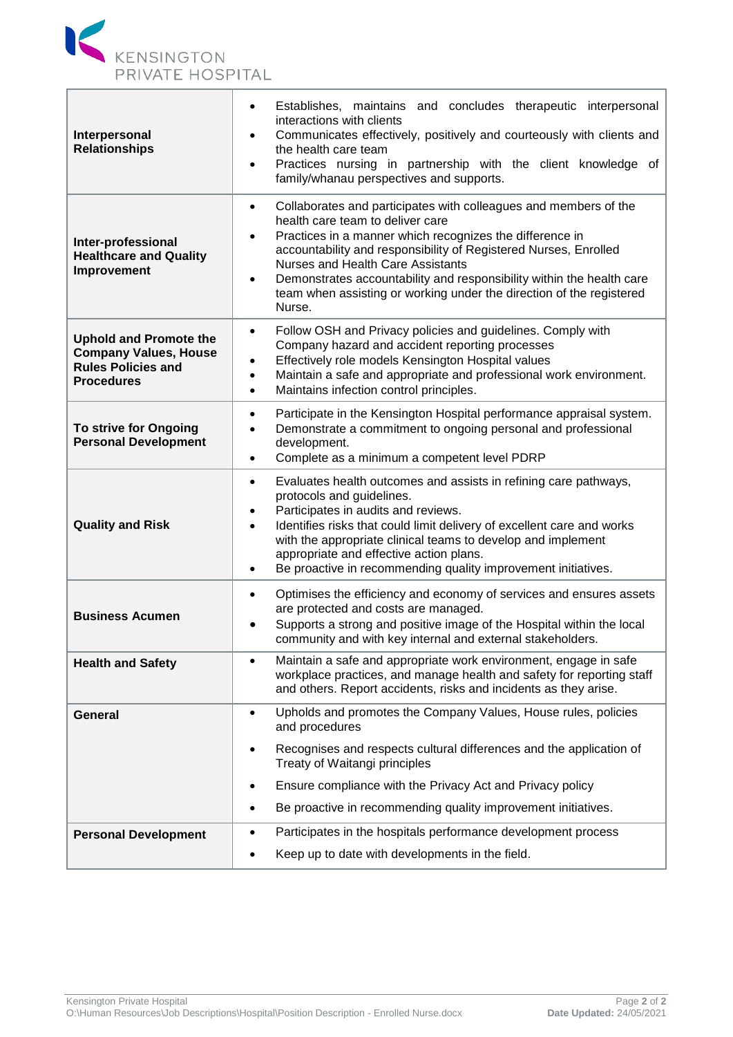KENSINGTON PRIVATE HOSPITAL

| | |
|---|---|
| **Interpersonal Relationships** | • Establishes, maintains and concludes therapeutic interpersonal interactions with clients<br>• Communicates effectively, positively and courteously with clients and the health care team<br>• Practices nursing in partnership with the client knowledge of family/whanau perspectives and supports. |
| **Inter-professional Healthcare and Quality Improvement** | • Collaborates and participates with colleagues and members of the health care team to deliver care<br>• Practices in a manner which recognizes the difference in accountability and responsibility of Registered Nurses, Enrolled Nurses and Health Care Assistants<br>• Demonstrates accountability and responsibility within the health care team when assisting or working under the direction of the registered Nurse. |
| **Uphold and Promote the Company Values, House Rules Policies and Procedures** | • Follow OSH and Privacy policies and guidelines. Comply with Company hazard and accident reporting processes<br>• Effectively role models Kensington Hospital values<br>• Maintain a safe and appropriate and professional work environment.<br>• Maintains infection control principles. |
| **To strive for Ongoing Personal Development** | • Participate in the Kensington Hospital performance appraisal system.<br>• Demonstrate a commitment to ongoing personal and professional development.<br>• Complete as a minimum a competent level PDRP |
| **Quality and Risk** | • Evaluates health outcomes and assists in refining care pathways, protocols and guidelines.<br>• Participates in audits and reviews.<br>• Identifies risks that could limit delivery of excellent care and works with the appropriate clinical teams to develop and implement appropriate and effective action plans.<br>• Be proactive in recommending quality improvement initiatives. |
| **Business Acumen** | • Optimises the efficiency and economy of services and ensures assets are protected and costs are managed.<br>• Supports a strong and positive image of the Hospital within the local community and with key internal and external stakeholders. |
| **Health and Safety** | • Maintain a safe and appropriate work environment, engage in safe workplace practices, and manage health and safety for reporting staff and others. Report accidents, risks and incidents as they arise. |
| **General** | • Upholds and promotes the Company Values, House rules, policies and procedures<br>• Recognises and respects cultural differences and the application of Treaty of Waitangi principles<br>• Ensure compliance with the Privacy Act and Privacy policy<br>• Be proactive in recommending quality improvement initiatives. |
| **Personal Development** | • Participates in the hospitals performance development process<br>• Keep up to date with developments in the field. |

Kensington Private Hospital
O:\Human Resources\Job Descriptions\Hospital\Position Description - Enrolled Nurse.docx
**Date Updated:** 24/05/2021